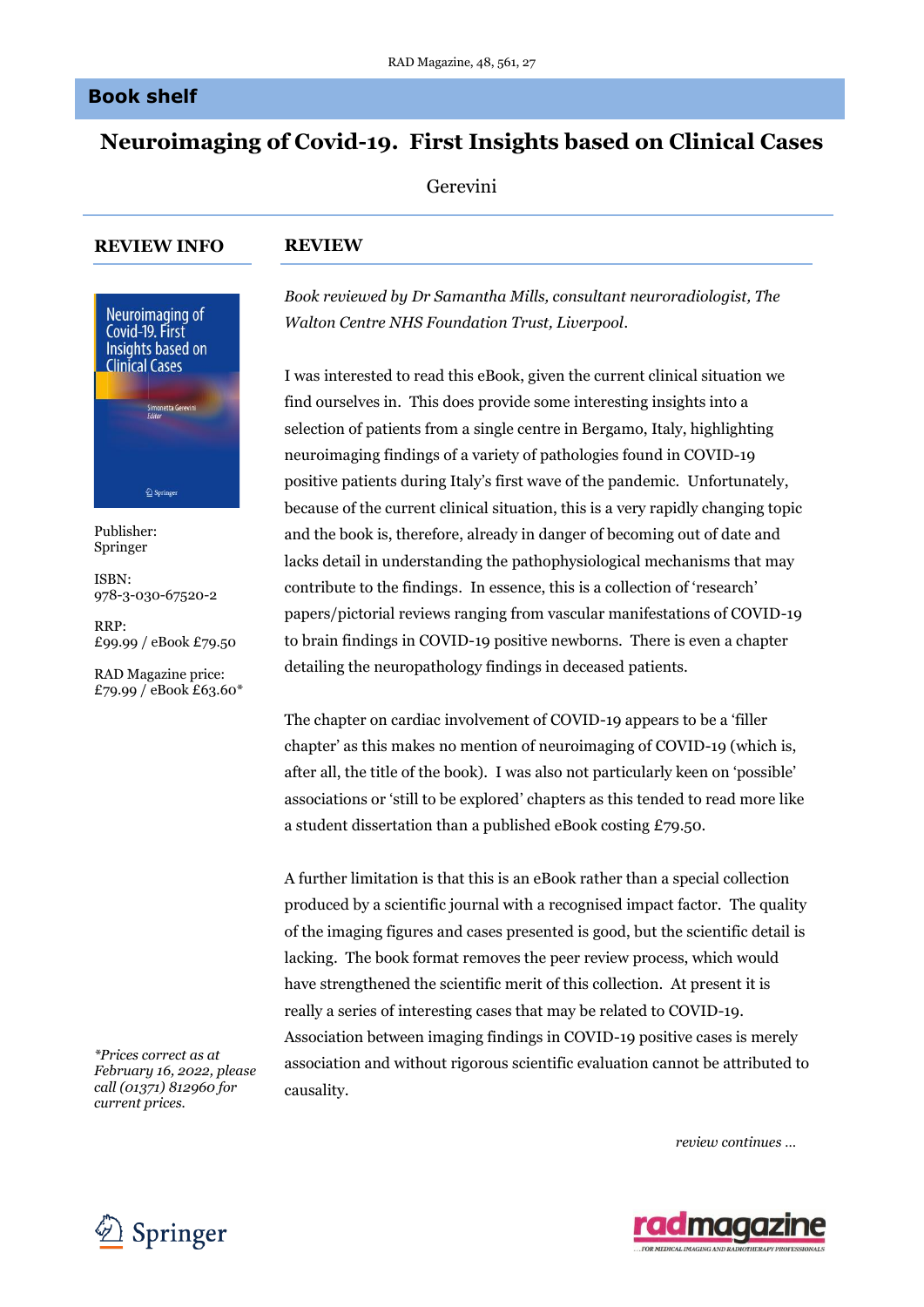## Book shelf

# Neuroimaging of Covid-19. First Insights based on Clinical Cases

Gerevini

### REVIEW INFO

Publisher:
Springer

ISBN:
978-3-030-67520-2

RRP:
£99.99 / eBook £79.50

RAD Magazine price:
£79.99 / eBook £63.60*

*\*Prices correct as at February 16, 2022, please call (01371) 812960 for current prices.*

### REVIEW

*Book reviewed by Dr Samantha Mills, consultant neuroradiologist, The Walton Centre NHS Foundation Trust, Liverpool.*

I was interested to read this eBook, given the current clinical situation we find ourselves in. This does provide some interesting insights into a selection of patients from a single centre in Bergamo, Italy, highlighting neuroimaging findings of a variety of pathologies found in COVID-19 positive patients during Italy's first wave of the pandemic. Unfortunately, because of the current clinical situation, this is a very rapidly changing topic and the book is, therefore, already in danger of becoming out of date and lacks detail in understanding the pathophysiological mechanisms that may contribute to the findings. In essence, this is a collection of 'research' papers/pictorial reviews ranging from vascular manifestations of COVID-19 to brain findings in COVID-19 positive newborns. There is even a chapter detailing the neuropathology findings in deceased patients.

The chapter on cardiac involvement of COVID-19 appears to be a 'filler chapter' as this makes no mention of neuroimaging of COVID-19 (which is, after all, the title of the book). I was also not particularly keen on 'possible' associations or 'still to be explored' chapters as this tended to read more like a student dissertation than a published eBook costing £79.50.

A further limitation is that this is an eBook rather than a special collection produced by a scientific journal with a recognised impact factor. The quality of the imaging figures and cases presented is good, but the scientific detail is lacking. The book format removes the peer review process, which would have strengthened the scientific merit of this collection. At present it is really a series of interesting cases that may be related to COVID-19. Association between imaging findings in COVID-19 positive cases is merely association and without rigorous scientific evaluation cannot be attributed to causality.

*review continues ...*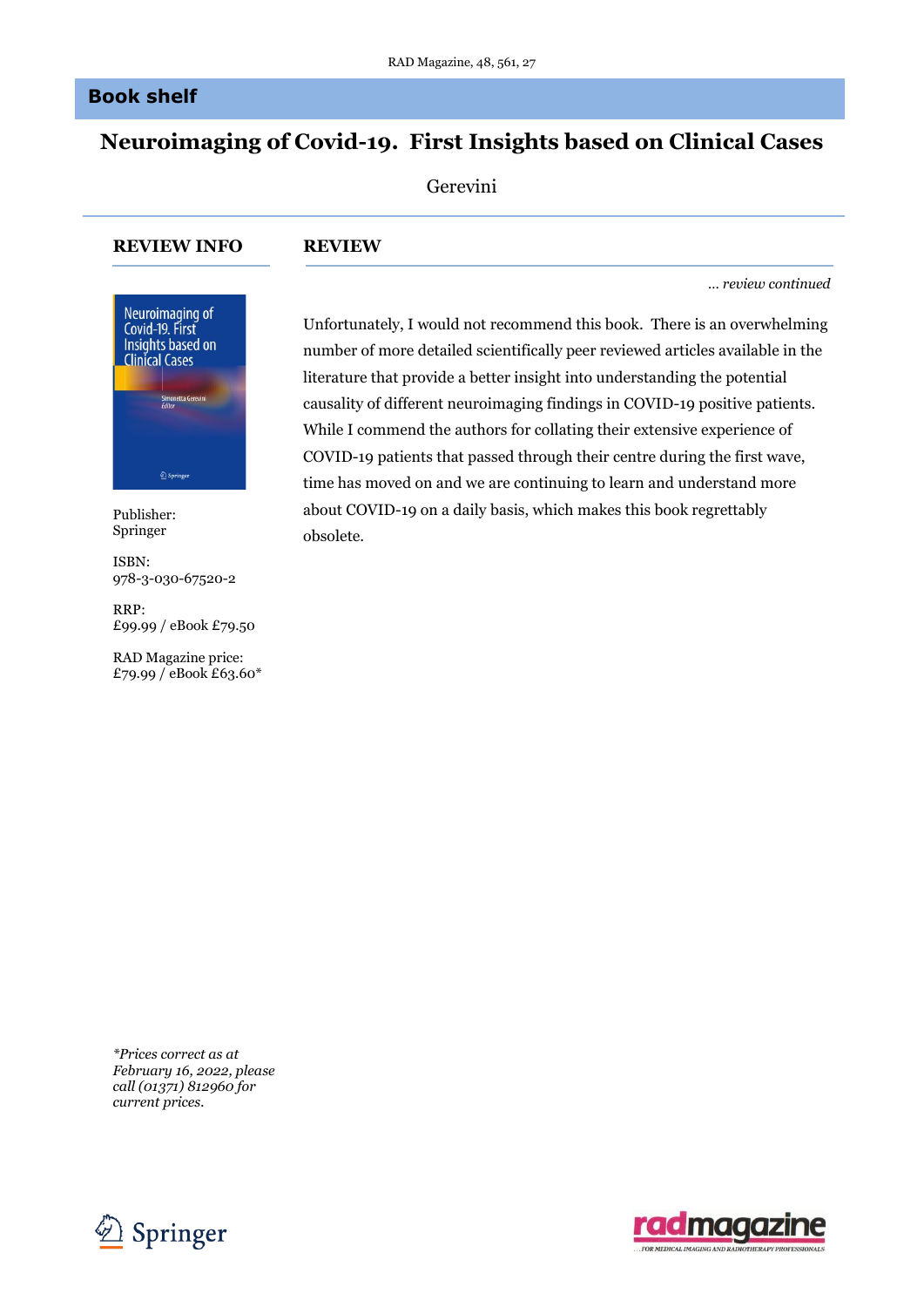## Book shelf

# Neuroimaging of Covid-19. First Insights based on Clinical Cases

Gerevini

### REVIEW INFO

Publisher:
Springer

ISBN:
978-3-030-67520-2

RRP:
£99.99 / eBook £79.50

RAD Magazine price:
£79.99 / eBook £63.60*

### REVIEW

*... review continued*

Unfortunately, I would not recommend this book. There is an overwhelming number of more detailed scientifically peer reviewed articles available in the literature that provide a better insight into understanding the potential causality of different neuroimaging findings in COVID-19 positive patients. While I commend the authors for collating their extensive experience of COVID-19 patients that passed through their centre during the first wave, time has moved on and we are continuing to learn and understand more about COVID-19 on a daily basis, which makes this book regrettably obsolete.

*\*Prices correct as at February 16, 2022, please call (01371) 812960 for current prices.*